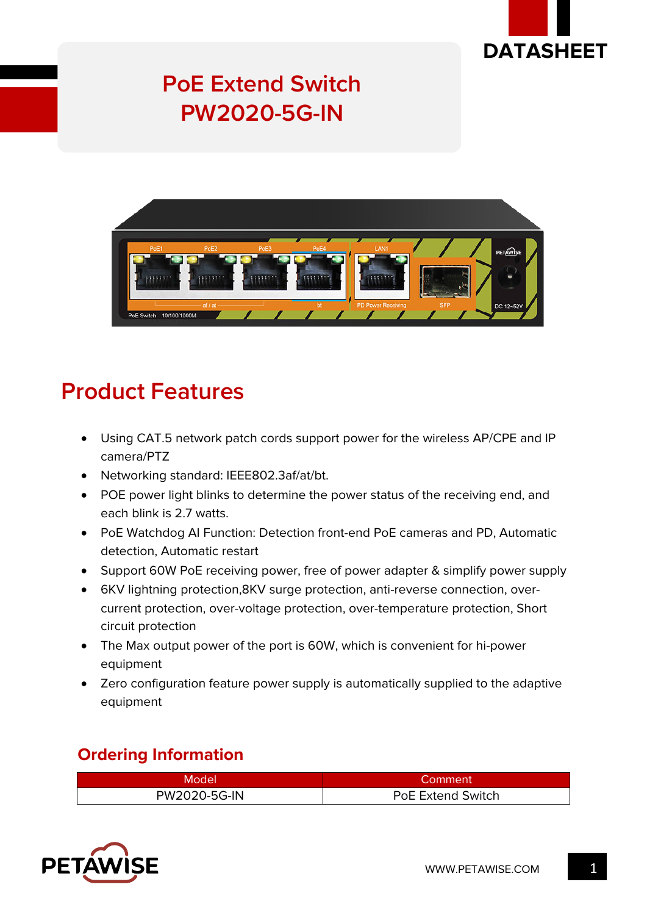DATASHEET

# PoE Extend Switch
# PW2020-5G-IN

## Product Features

- Using CAT.5 network patch cords support power for the wireless AP/CPE and IP camera/PTZ
- Networking standard: IEEE802.3af/at/bt.
- POE power light blinks to determine the power status of the receiving end, and each blink is 2.7 watts.
- PoE Watchdog AI Function: Detection front-end PoE cameras and PD, Automatic detection, Automatic restart
- Support 60W PoE receiving power, free of power adapter & simplify power supply
- 6KV lightning protection,8KV surge protection, anti-reverse connection, over-current protection, over-voltage protection, over-temperature protection, Short circuit protection
- The Max output power of the port is 60W, which is convenient for hi-power equipment
- Zero configuration feature power supply is automatically supplied to the adaptive equipment

### Ordering Information

| Model | Comment |
|---|---|
| PW2020-5G-IN | PoE Extend Switch |

WWW.PETAWISE.COM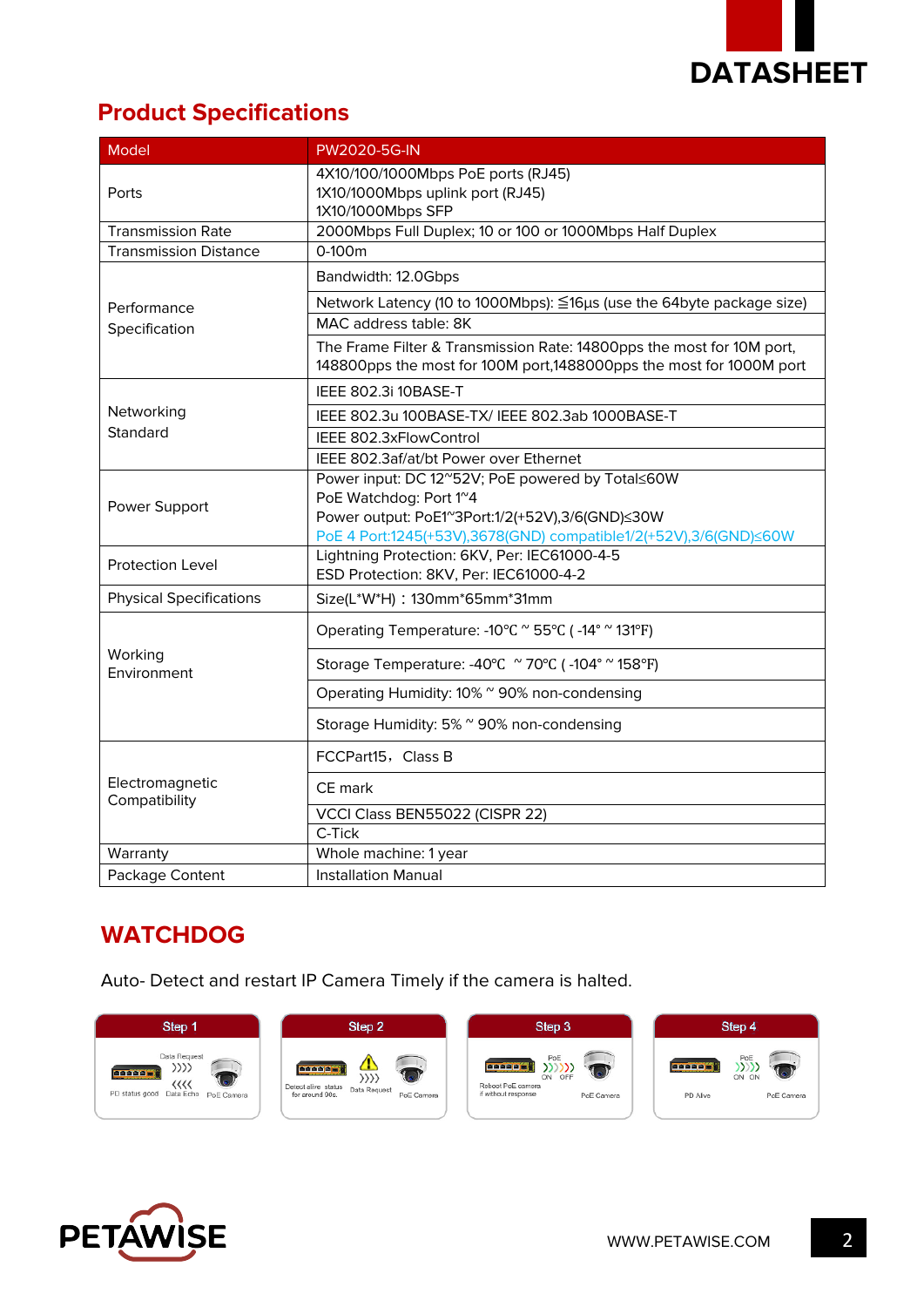## Product Specifications

| Model | PW2020-5G-IN |
|---|---|
| Ports | 4X10/100/1000Mbps PoE ports (RJ45)<br>1X10/1000Mbps uplink port (RJ45)<br>1X10/1000Mbps SFP |
| Transmission Rate | 2000Mbps Full Duplex; 10 or 100 or 1000Mbps Half Duplex |
| Transmission Distance | 0-100m |
| Performance Specification | Bandwidth: 12.0Gbps |
| | Network Latency (10 to 1000Mbps): ≦16μs (use the 64byte package size) |
| | MAC address table: 8K |
| | The Frame Filter & Transmission Rate: 14800pps the most for 10M port, 148800pps the most for 100M port,1488000pps the most for 1000M port |
| Networking Standard | IEEE 802.3i 10BASE-T |
| | IEEE 802.3u 100BASE-TX/ IEEE 802.3ab 1000BASE-T |
| | IEEE 802.3xFlowControl |
| | IEEE 802.3af/at/bt Power over Ethernet |
| Power Support | Power input: DC 12~52V; PoE powered by Total≤60W<br>PoE Watchdog: Port 1~4<br>Power output: PoE1~3Port:1/2(+52V),3/6(GND)≤30W<br>PoE 4 Port:1245(+53V),3678(GND) compatible1/2(+52V),3/6(GND)≤60W |
| Protection Level | Lightning Protection: 6KV, Per: IEC61000-4-5<br>ESD Protection: 8KV, Per: IEC61000-4-2 |
| Physical Specifications | Size(L*W*H)：130mm*65mm*31mm |
| Working Environment | Operating Temperature: -10℃ ~ 55℃ ( -14° ~ 131°F) |
| | Storage Temperature: -40℃ ~ 70℃ ( -104° ~ 158°F) |
| | Operating Humidity: 10% ~ 90% non-condensing |
| | Storage Humidity: 5% ~ 90% non-condensing |
| Electromagnetic Compatibility | FCCPart15，Class B |
| | CE mark |
| | VCCI Class BEN55022 (CISPR 22) |
| | C-Tick |
| Warranty | Whole machine: 1 year |
| Package Content | Installation Manual |

## WATCHDOG

Auto- Detect and restart IP Camera Timely if the camera is halted.

**Step 1**: Data Request, PD status good, Data Echo, PoE Camera

**Step 2**: Detect alive status for around 90s., Data Request, PoE Camera

**Step 3**: PoE ON OFF, Reboot PoE camera if without response, PoE Camera

**Step 4**: PoE ON ON, PD Alive, PoE Camera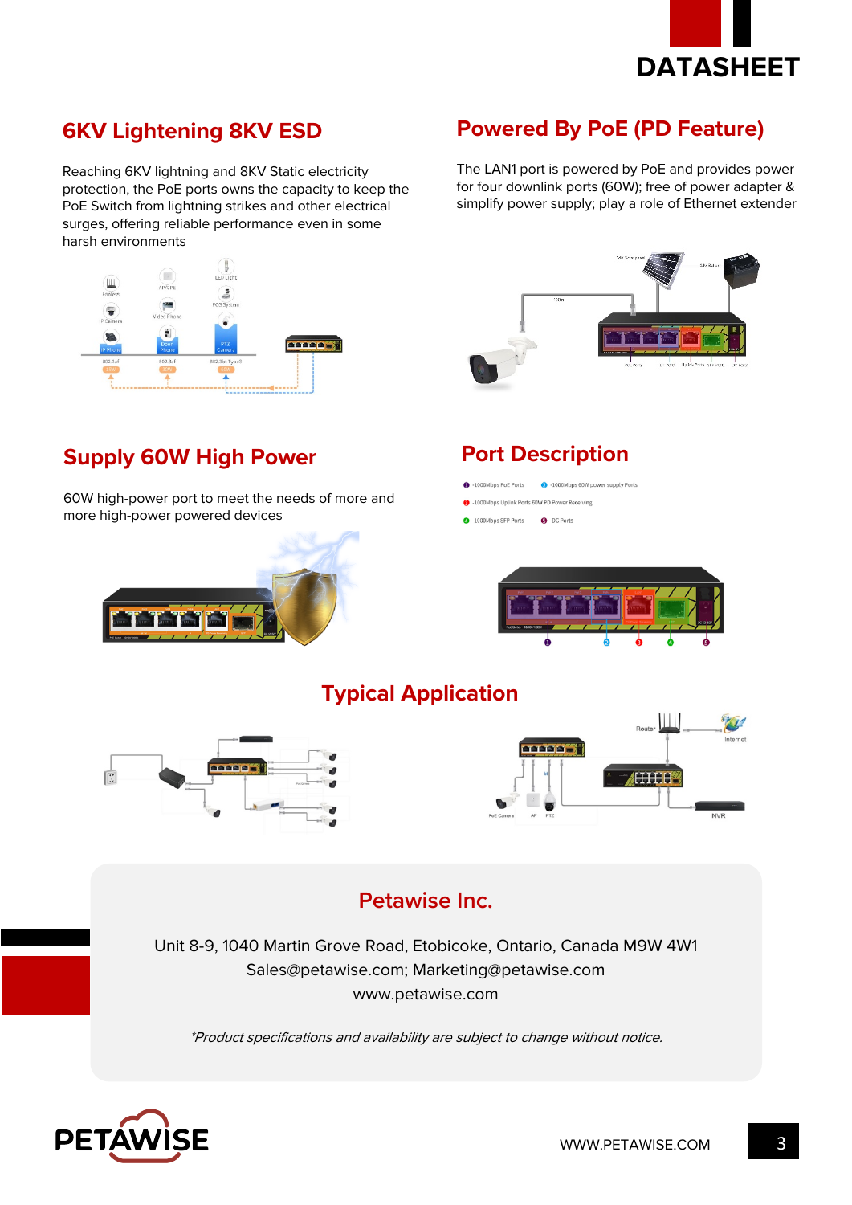# DATASHEET

## 6KV Lightening 8KV ESD

Reaching 6KV lightning and 8KV Static electricity protection, the PoE ports owns the capacity to keep the PoE Switch from lightning strikes and other electrical surges, offering reliable performance even in some harsh environments

## Powered By PoE (PD Feature)

The LAN1 port is powered by PoE and provides power for four downlink ports (60W); free of power adapter & simplify power supply; play a role of Ethernet extender

## Supply 60W High Power

60W high-power port to meet the needs of more and more high-power powered devices

## Port Description

1. 1000Mbps PoE Ports
2. 1000Mbps 60W power supply Ports
3. 1000Mbps Uplink Ports 60W PD Power Receiving
4. 1000Mbps SFP Ports
5. DC Ports

## Typical Application

## Petawise Inc.

Unit 8-9, 1040 Martin Grove Road, Etobicoke, Ontario, Canada M9W 4W1

Sales@petawise.com; Marketing@petawise.com

www.petawise.com

*\*Product specifications and availability are subject to change without notice.*